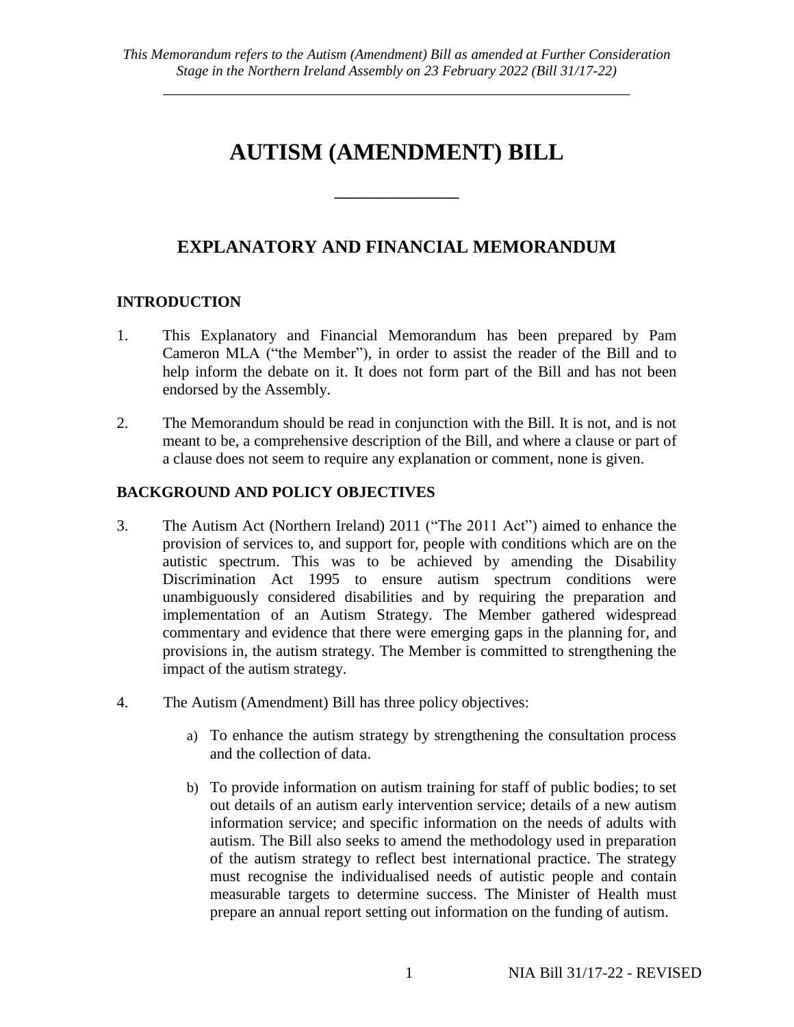*This Memorandum refers to the Autism (Amendment) Bill as amended at Further Consideration Stage in the Northern Ireland Assembly on 23 February 2022 (Bill 31/17-22)*

# AUTISM (AMENDMENT) BILL

## EXPLANATORY AND FINANCIAL MEMORANDUM

### INTRODUCTION

1. This Explanatory and Financial Memorandum has been prepared by Pam Cameron MLA ("the Member"), in order to assist the reader of the Bill and to help inform the debate on it. It does not form part of the Bill and has not been endorsed by the Assembly.

2. The Memorandum should be read in conjunction with the Bill. It is not, and is not meant to be, a comprehensive description of the Bill, and where a clause or part of a clause does not seem to require any explanation or comment, none is given.

### BACKGROUND AND POLICY OBJECTIVES

3. The Autism Act (Northern Ireland) 2011 ("The 2011 Act") aimed to enhance the provision of services to, and support for, people with conditions which are on the autistic spectrum. This was to be achieved by amending the Disability Discrimination Act 1995 to ensure autism spectrum conditions were unambiguously considered disabilities and by requiring the preparation and implementation of an Autism Strategy. The Member gathered widespread commentary and evidence that there were emerging gaps in the planning for, and provisions in, the autism strategy. The Member is committed to strengthening the impact of the autism strategy.

4. The Autism (Amendment) Bill has three policy objectives:

   a) To enhance the autism strategy by strengthening the consultation process and the collection of data.

   b) To provide information on autism training for staff of public bodies; to set out details of an autism early intervention service; details of a new autism information service; and specific information on the needs of adults with autism. The Bill also seeks to amend the methodology used in preparation of the autism strategy to reflect best international practice. The strategy must recognise the individualised needs of autistic people and contain measurable targets to determine success. The Minister of Health must prepare an annual report setting out information on the funding of autism.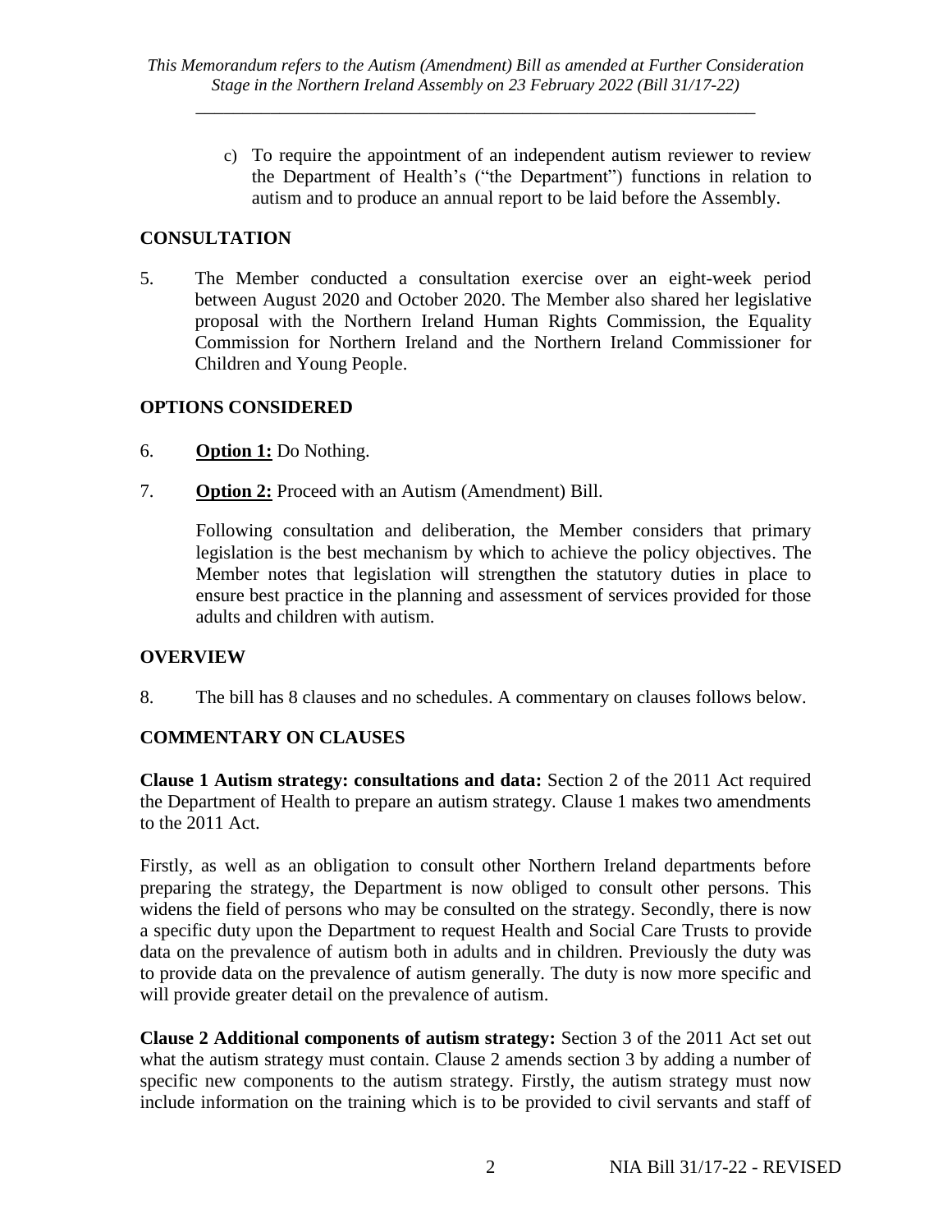c) To require the appointment of an independent autism reviewer to review the Department of Health's ("the Department") functions in relation to autism and to produce an annual report to be laid before the Assembly.

## CONSULTATION

5. The Member conducted a consultation exercise over an eight-week period between August 2020 and October 2020. The Member also shared her legislative proposal with the Northern Ireland Human Rights Commission, the Equality Commission for Northern Ireland and the Northern Ireland Commissioner for Children and Young People.

## OPTIONS CONSIDERED

6. **Option 1:** Do Nothing.

7. **Option 2:** Proceed with an Autism (Amendment) Bill.

   Following consultation and deliberation, the Member considers that primary legislation is the best mechanism by which to achieve the policy objectives. The Member notes that legislation will strengthen the statutory duties in place to ensure best practice in the planning and assessment of services provided for those adults and children with autism.

## OVERVIEW

8. The bill has 8 clauses and no schedules. A commentary on clauses follows below.

## COMMENTARY ON CLAUSES

**Clause 1 Autism strategy: consultations and data:** Section 2 of the 2011 Act required the Department of Health to prepare an autism strategy. Clause 1 makes two amendments to the 2011 Act.

Firstly, as well as an obligation to consult other Northern Ireland departments before preparing the strategy, the Department is now obliged to consult other persons. This widens the field of persons who may be consulted on the strategy. Secondly, there is now a specific duty upon the Department to request Health and Social Care Trusts to provide data on the prevalence of autism both in adults and in children. Previously the duty was to provide data on the prevalence of autism generally. The duty is now more specific and will provide greater detail on the prevalence of autism.

**Clause 2 Additional components of autism strategy:** Section 3 of the 2011 Act set out what the autism strategy must contain. Clause 2 amends section 3 by adding a number of specific new components to the autism strategy. Firstly, the autism strategy must now include information on the training which is to be provided to civil servants and staff of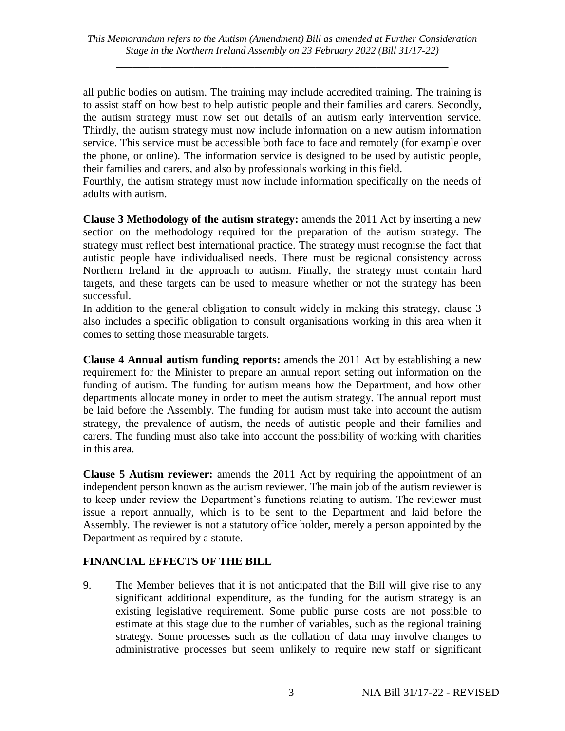all public bodies on autism. The training may include accredited training. The training is to assist staff on how best to help autistic people and their families and carers. Secondly, the autism strategy must now set out details of an autism early intervention service. Thirdly, the autism strategy must now include information on a new autism information service. This service must be accessible both face to face and remotely (for example over the phone, or online). The information service is designed to be used by autistic people, their families and carers, and also by professionals working in this field.

Fourthly, the autism strategy must now include information specifically on the needs of adults with autism.

**Clause 3 Methodology of the autism strategy:** amends the 2011 Act by inserting a new section on the methodology required for the preparation of the autism strategy. The strategy must reflect best international practice. The strategy must recognise the fact that autistic people have individualised needs. There must be regional consistency across Northern Ireland in the approach to autism. Finally, the strategy must contain hard targets, and these targets can be used to measure whether or not the strategy has been successful.

In addition to the general obligation to consult widely in making this strategy, clause 3 also includes a specific obligation to consult organisations working in this area when it comes to setting those measurable targets.

**Clause 4 Annual autism funding reports:** amends the 2011 Act by establishing a new requirement for the Minister to prepare an annual report setting out information on the funding of autism. The funding for autism means how the Department, and how other departments allocate money in order to meet the autism strategy. The annual report must be laid before the Assembly. The funding for autism must take into account the autism strategy, the prevalence of autism, the needs of autistic people and their families and carers. The funding must also take into account the possibility of working with charities in this area.

**Clause 5 Autism reviewer:** amends the 2011 Act by requiring the appointment of an independent person known as the autism reviewer. The main job of the autism reviewer is to keep under review the Department's functions relating to autism. The reviewer must issue a report annually, which is to be sent to the Department and laid before the Assembly. The reviewer is not a statutory office holder, merely a person appointed by the Department as required by a statute.

## FINANCIAL EFFECTS OF THE BILL

9. The Member believes that it is not anticipated that the Bill will give rise to any significant additional expenditure, as the funding for the autism strategy is an existing legislative requirement. Some public purse costs are not possible to estimate at this stage due to the number of variables, such as the regional training strategy. Some processes such as the collation of data may involve changes to administrative processes but seem unlikely to require new staff or significant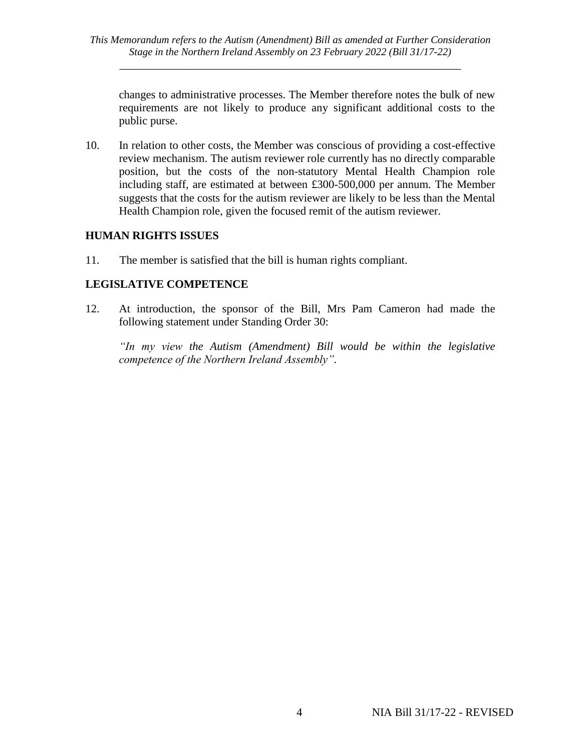changes to administrative processes. The Member therefore notes the bulk of new requirements are not likely to produce any significant additional costs to the public purse.

10. In relation to other costs, the Member was conscious of providing a cost-effective review mechanism. The autism reviewer role currently has no directly comparable position, but the costs of the non-statutory Mental Health Champion role including staff, are estimated at between £300-500,000 per annum. The Member suggests that the costs for the autism reviewer are likely to be less than the Mental Health Champion role, given the focused remit of the autism reviewer.

## HUMAN RIGHTS ISSUES

11. The member is satisfied that the bill is human rights compliant.

## LEGISLATIVE COMPETENCE

12. At introduction, the sponsor of the Bill, Mrs Pam Cameron had made the following statement under Standing Order 30:

*"In my view the Autism (Amendment) Bill would be within the legislative competence of the Northern Ireland Assembly".*